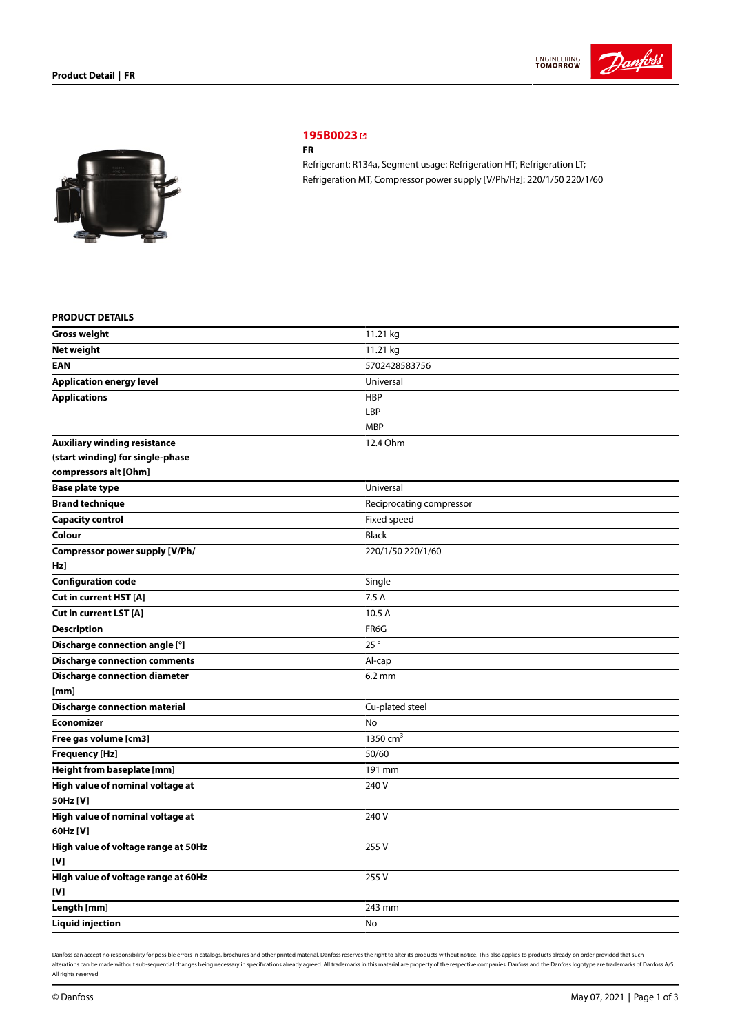# 195B0023

**FR**

Refrigerant: R134a, Segment usage: Refrigeration HT; Refrigeration LT; Refrigeration MT, Compressor power supply [V/Ph/Hz]: 220/1/50 220/1/60

## PRODUCT DETAILS

| | |
|---|---|
| **Gross weight** | 11.21 kg |
| **Net weight** | 11.21 kg |
| **EAN** | 5702428583756 |
| **Application energy level** | Universal |
| **Applications** | HBP<br>LBP<br>MBP |
| **Auxiliary winding resistance (start winding) for single-phase compressors alt [Ohm]** | 12.4 Ohm |
| **Base plate type** | Universal |
| **Brand technique** | Reciprocating compressor |
| **Capacity control** | Fixed speed |
| **Colour** | Black |
| **Compressor power supply [V/Ph/Hz]** | 220/1/50 220/1/60 |
| **Configuration code** | Single |
| **Cut in current HST [A]** | 7.5 A |
| **Cut in current LST [A]** | 10.5 A |
| **Description** | FR6G |
| **Discharge connection angle [°]** | 25 ° |
| **Discharge connection comments** | Al-cap |
| **Discharge connection diameter [mm]** | 6.2 mm |
| **Discharge connection material** | Cu-plated steel |
| **Economizer** | No |
| **Free gas volume [cm3]** | 1350 $cm^3$ |
| **Frequency [Hz]** | 50/60 |
| **Height from baseplate [mm]** | 191 mm |
| **High value of nominal voltage at 50Hz [V]** | 240 V |
| **High value of nominal voltage at 60Hz [V]** | 240 V |
| **High value of voltage range at 50Hz [V]** | 255 V |
| **High value of voltage range at 60Hz [V]** | 255 V |
| **Length [mm]** | 243 mm |
| **Liquid injection** | No |

Danfoss can accept no responsibility for possible errors in catalogs, brochures and other printed material. Danfoss reserves the right to alter its products without notice. This also applies to products already on order provided that such alterations can be made without sub-sequential changes being necessary in specifications already agreed. All trademarks in this material are property of the respective companies. Danfoss and the Danfoss logotype are trademarks of Danfoss A/S. All rights reserved.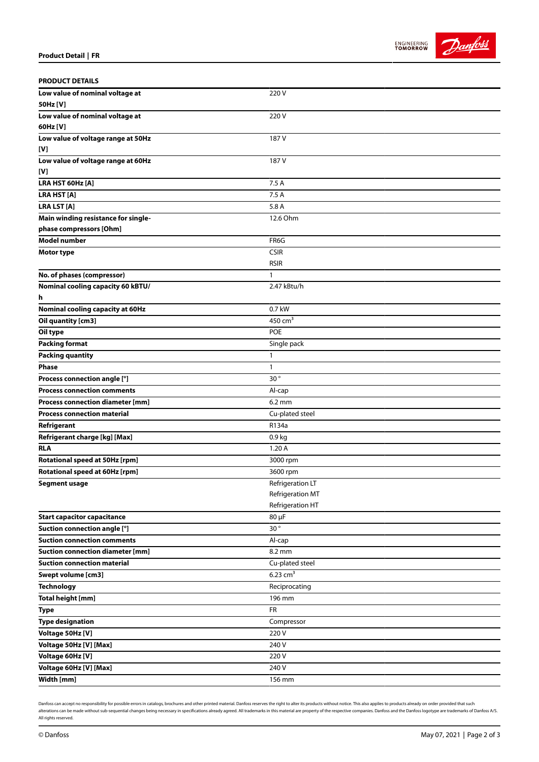## PRODUCT DETAILS

| | |
|---|---|
| Low value of nominal voltage at 50Hz [V] | 220 V |
| Low value of nominal voltage at 60Hz [V] | 220 V |
| Low value of voltage range at 50Hz [V] | 187 V |
| Low value of voltage range at 60Hz [V] | 187 V |
| LRA HST 60Hz [A] | 7.5 A |
| LRA HST [A] | 7.5 A |
| LRA LST [A] | 5.8 A |
| Main winding resistance for single-phase compressors [Ohm] | 12.6 Ohm |
| Model number | FR6G |
| Motor type | CSIR<br>RSIR |
| No. of phases (compressor) | 1 |
| Nominal cooling capacity 60 kBTU/h | 2.47 kBtu/h |
| Nominal cooling capacity at 60Hz | 0.7 kW |
| Oil quantity [cm3] | 450 $cm^3$ |
| Oil type | POE |
| Packing format | Single pack |
| Packing quantity | 1 |
| Phase | 1 |
| Process connection angle [°] | 30 ° |
| Process connection comments | Al-cap |
| Process connection diameter [mm] | 6.2 mm |
| Process connection material | Cu-plated steel |
| Refrigerant | R134a |
| Refrigerant charge [kg] [Max] | 0.9 kg |
| RLA | 1.20 A |
| Rotational speed at 50Hz [rpm] | 3000 rpm |
| Rotational speed at 60Hz [rpm] | 3600 rpm |
| Segment usage | Refrigeration LT<br>Refrigeration MT<br>Refrigeration HT |
| Start capacitor capacitance | 80 µF |
| Suction connection angle [°] | 30 ° |
| Suction connection comments | Al-cap |
| Suction connection diameter [mm] | 8.2 mm |
| Suction connection material | Cu-plated steel |
| Swept volume [cm3] | 6.23 $cm^3$ |
| Technology | Reciprocating |
| Total height [mm] | 196 mm |
| Type | FR |
| Type designation | Compressor |
| Voltage 50Hz [V] | 220 V |
| Voltage 50Hz [V] [Max] | 240 V |
| Voltage 60Hz [V] | 220 V |
| Voltage 60Hz [V] [Max] | 240 V |
| Width [mm] | 156 mm |

Danfoss can accept no responsibility for possible errors in catalogs, brochures and other printed material. Danfoss reserves the right to alter its products without notice. This also applies to products already on order provided that such alterations can be made without sub-sequential changes being necessary in specifications already agreed. All trademarks in this material are property of the respective companies. Danfoss and the Danfoss logotype are trademarks of Danfoss A/S. All rights reserved.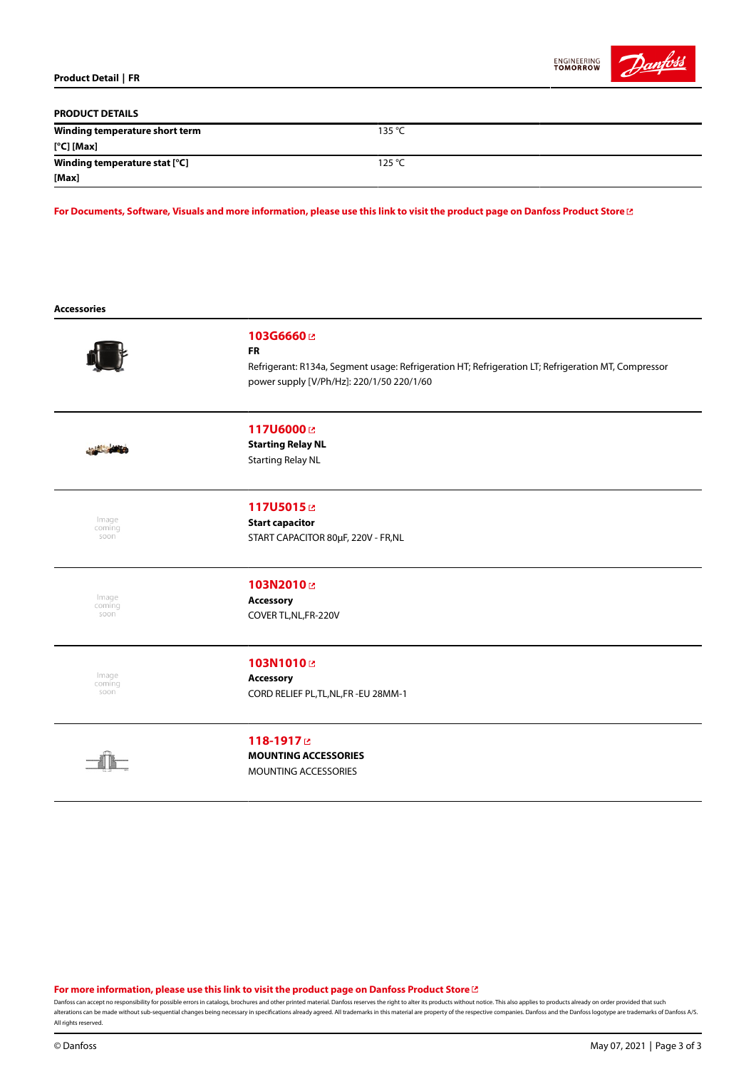## PRODUCT DETAILS

| | |
|---|---|
| **Winding temperature short term [°C] [Max]** | 135 °C |
| **Winding temperature stat [°C] [Max]** | 125 °C |

**For Documents, Software, Visuals and more information, please use this link to visit the product page on Danfoss Product Store**

**Accessories**

**103G6660**
**FR**
Refrigerant: R134a, Segment usage: Refrigeration HT; Refrigeration LT; Refrigeration MT, Compressor power supply [V/Ph/Hz]: 220/1/50 220/1/60

**117U6000**
**Starting Relay NL**
Starting Relay NL

**117U5015**
**Start capacitor**
START CAPACITOR 80µF, 220V - FR,NL

**103N2010**
**Accessory**
COVER TL,NL,FR-220V

**103N1010**
**Accessory**
CORD RELIEF PL,TL,NL,FR -EU 28MM-1

**118-1917**
**MOUNTING ACCESSORIES**
MOUNTING ACCESSORIES

**For more information, please use this link to visit the product page on Danfoss Product Store**

Danfoss can accept no responsibility for possible errors in catalogs, brochures and other printed material. Danfoss reserves the right to alter its products without notice. This also applies to products already on order provided that such alterations can be made without sub-sequential changes being necessary in specifications already agreed. All trademarks in this material are property of the respective companies. Danfoss and the Danfoss logotype are trademarks of Danfoss A/S. All rights reserved.